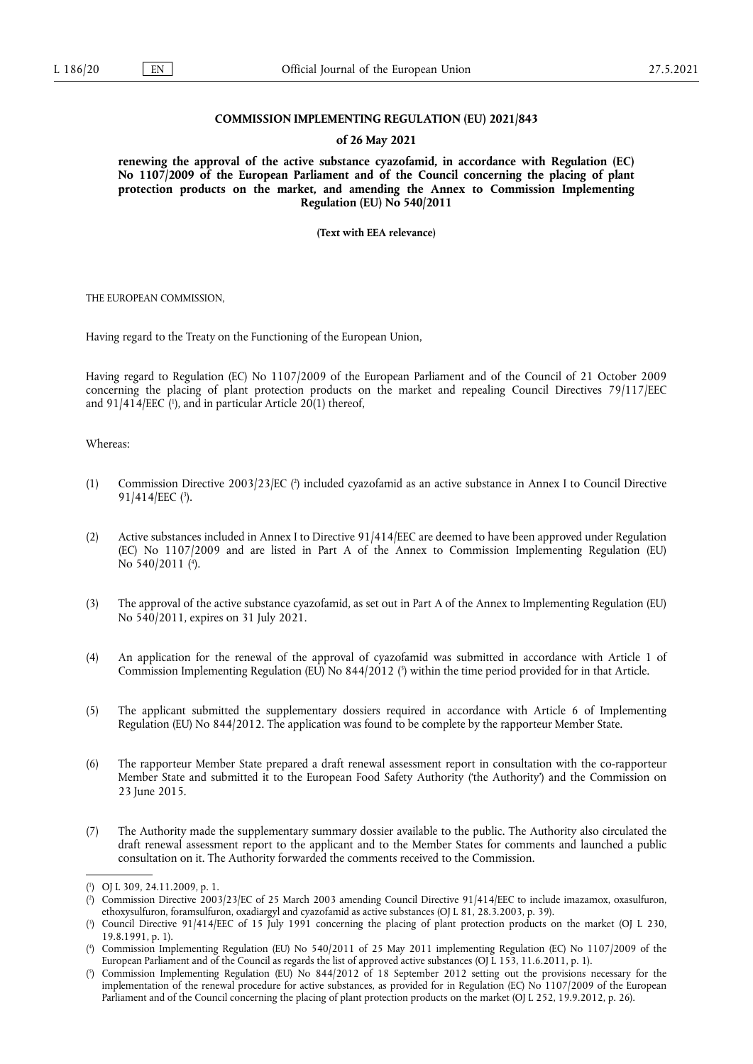# COMMISSION IMPLEMENTING REGULATION (EU) 2021/843

## of 26 May 2021

## renewing the approval of the active substance cyazofamid, in accordance with Regulation (EC) No 1107/2009 of the European Parliament and of the Council concerning the placing of plant protection products on the market, and amending the Annex to Commission Implementing Regulation (EU) No 540/2011

**(Text with EEA relevance)**

THE EUROPEAN COMMISSION,

Having regard to the Treaty on the Functioning of the European Union,

Having regard to Regulation (EC) No 1107/2009 of the European Parliament and of the Council of 21 October 2009 concerning the placing of plant protection products on the market and repealing Council Directives 79/117/EEC and 91/414/EEC [1], and in particular Article 20(1) thereof,

Whereas:

(1) Commission Directive 2003/23/EC [2] included cyazofamid as an active substance in Annex I to Council Directive 91/414/EEC [3].

(2) Active substances included in Annex I to Directive 91/414/EEC are deemed to have been approved under Regulation (EC) No 1107/2009 and are listed in Part A of the Annex to Commission Implementing Regulation (EU) No 540/2011 [4].

(3) The approval of the active substance cyazofamid, as set out in Part A of the Annex to Implementing Regulation (EU) No 540/2011, expires on 31 July 2021.

(4) An application for the renewal of the approval of cyazofamid was submitted in accordance with Article 1 of Commission Implementing Regulation (EU) No 844/2012 [5] within the time period provided for in that Article.

(5) The applicant submitted the supplementary dossiers required in accordance with Article 6 of Implementing Regulation (EU) No 844/2012. The application was found to be complete by the rapporteur Member State.

(6) The rapporteur Member State prepared a draft renewal assessment report in consultation with the co-rapporteur Member State and submitted it to the European Food Safety Authority ('the Authority') and the Commission on 23 June 2015.

(7) The Authority made the supplementary summary dossier available to the public. The Authority also circulated the draft renewal assessment report to the applicant and to the Member States for comments and launched a public consultation on it. The Authority forwarded the comments received to the Commission.

---

[1] OJ L 309, 24.11.2009, p. 1.

[2] Commission Directive 2003/23/EC of 25 March 2003 amending Council Directive 91/414/EEC to include imazamox, oxasulfuron, ethoxysulfuron, foramsulfuron, oxadiargyl and cyazofamid as active substances (OJ L 81, 28.3.2003, p. 39).

[3] Council Directive 91/414/EEC of 15 July 1991 concerning the placing of plant protection products on the market (OJ L 230, 19.8.1991, p. 1).

[4] Commission Implementing Regulation (EU) No 540/2011 of 25 May 2011 implementing Regulation (EC) No 1107/2009 of the European Parliament and of the Council as regards the list of approved active substances (OJ L 153, 11.6.2011, p. 1).

[5] Commission Implementing Regulation (EU) No 844/2012 of 18 September 2012 setting out the provisions necessary for the implementation of the renewal procedure for active substances, as provided for in Regulation (EC) No 1107/2009 of the European Parliament and of the Council concerning the placing of plant protection products on the market (OJ L 252, 19.9.2012, p. 26).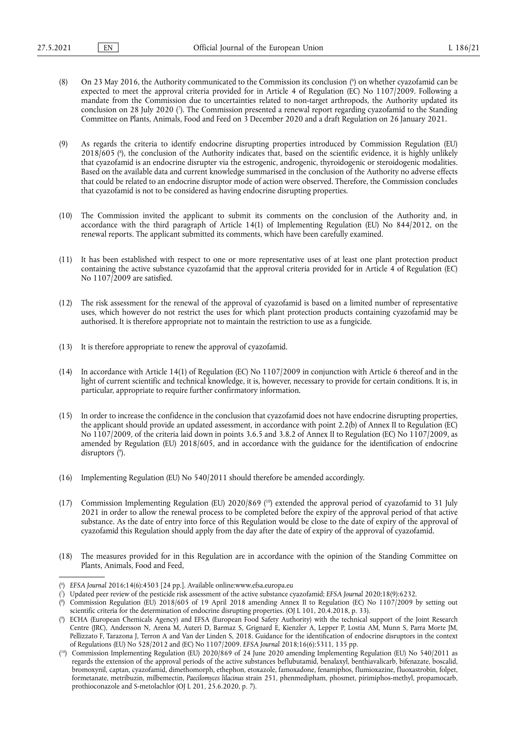(8) On 23 May 2016, the Authority communicated to the Commission its conclusion [6] on whether cyazofamid can be expected to meet the approval criteria provided for in Article 4 of Regulation (EC) No 1107/2009. Following a mandate from the Commission due to uncertainties related to non-target arthropods, the Authority updated its conclusion on 28 July 2020 [7]. The Commission presented a renewal report regarding cyazofamid to the Standing Committee on Plants, Animals, Food and Feed on 3 December 2020 and a draft Regulation on 26 January 2021.

(9) As regards the criteria to identify endocrine disrupting properties introduced by Commission Regulation (EU) 2018/605 [8], the conclusion of the Authority indicates that, based on the scientific evidence, it is highly unlikely that cyazofamid is an endocrine disrupter via the estrogenic, androgenic, thyroidogenic or steroidogenic modalities. Based on the available data and current knowledge summarised in the conclusion of the Authority no adverse effects that could be related to an endocrine disruptor mode of action were observed. Therefore, the Commission concludes that cyazofamid is not to be considered as having endocrine disrupting properties.

(10) The Commission invited the applicant to submit its comments on the conclusion of the Authority and, in accordance with the third paragraph of Article 14(1) of Implementing Regulation (EU) No 844/2012, on the renewal reports. The applicant submitted its comments, which have been carefully examined.

(11) It has been established with respect to one or more representative uses of at least one plant protection product containing the active substance cyazofamid that the approval criteria provided for in Article 4 of Regulation (EC) No 1107/2009 are satisfied.

(12) The risk assessment for the renewal of the approval of cyazofamid is based on a limited number of representative uses, which however do not restrict the uses for which plant protection products containing cyazofamid may be authorised. It is therefore appropriate not to maintain the restriction to use as a fungicide.

(13) It is therefore appropriate to renew the approval of cyazofamid.

(14) In accordance with Article 14(1) of Regulation (EC) No 1107/2009 in conjunction with Article 6 thereof and in the light of current scientific and technical knowledge, it is, however, necessary to provide for certain conditions. It is, in particular, appropriate to require further confirmatory information.

(15) In order to increase the confidence in the conclusion that cyazofamid does not have endocrine disrupting properties, the applicant should provide an updated assessment, in accordance with point 2.2(b) of Annex II to Regulation (EC) No 1107/2009, of the criteria laid down in points 3.6.5 and 3.8.2 of Annex II to Regulation (EC) No 1107/2009, as amended by Regulation (EU) 2018/605, and in accordance with the guidance for the identification of endocrine disruptors [9].

(16) Implementing Regulation (EU) No 540/2011 should therefore be amended accordingly.

(17) Commission Implementing Regulation (EU) 2020/869 [10] extended the approval period of cyazofamid to 31 July 2021 in order to allow the renewal process to be completed before the expiry of the approval period of that active substance. As the date of entry into force of this Regulation would be close to the date of expiry of the approval of cyazofamid this Regulation should apply from the day after the date of expiry of the approval of cyazofamid.

(18) The measures provided for in this Regulation are in accordance with the opinion of the Standing Committee on Plants, Animals, Food and Feed,

---

[6] *EFSA Journal* 2016;14(6):4503 [24 pp.]. Available online:www.efsa.europa.eu

[7] Updated peer review of the pesticide risk assessment of the active substance cyazofamid; *EFSA Journal* 2020;18(9):6232.

[8] Commission Regulation (EU) 2018/605 of 19 April 2018 amending Annex II to Regulation (EC) No 1107/2009 by setting out scientific criteria for the determination of endocrine disrupting properties. (OJ L 101, 20.4.2018, p. 33).

[9] ECHA (European Chemicals Agency) and EFSA (European Food Safety Authority) with the technical support of the Joint Research Centre (JRC), Andersson N, Arena M, Auteri D, Barmaz S, Grignard E, Kienzler A, Lepper P, Lostia AM, Munn S, Parra Morte JM, Pellizzato F, Tarazona J, Terron A and Van der Linden S, 2018. Guidance for the identification of endocrine disruptors in the context of Regulations (EU) No 528/2012 and (EC) No 1107/2009. *EFSA Journal* 2018;16(6):5311, 135 pp.

[10] Commission Implementing Regulation (EU) 2020/869 of 24 June 2020 amending Implementing Regulation (EU) No 540/2011 as regards the extension of the approval periods of the active substances beflubutamid, benalaxyl, benthiavalicarb, bifenazate, boscalid, bromoxynil, captan, cyazofamid, dimethomorph, ethephon, etoxazole, famoxadone, fenamiphos, flumioxazine, fluoxastrobin, folpet, formetanate, metribuzin, milbemectin, *Paecilomyces lilacinus* strain 251, phenmedipham, phosmet, pirimiphos-methyl, propamocarb, prothioconazole and S-metolachlor (OJ L 201, 25.6.2020, p. 7).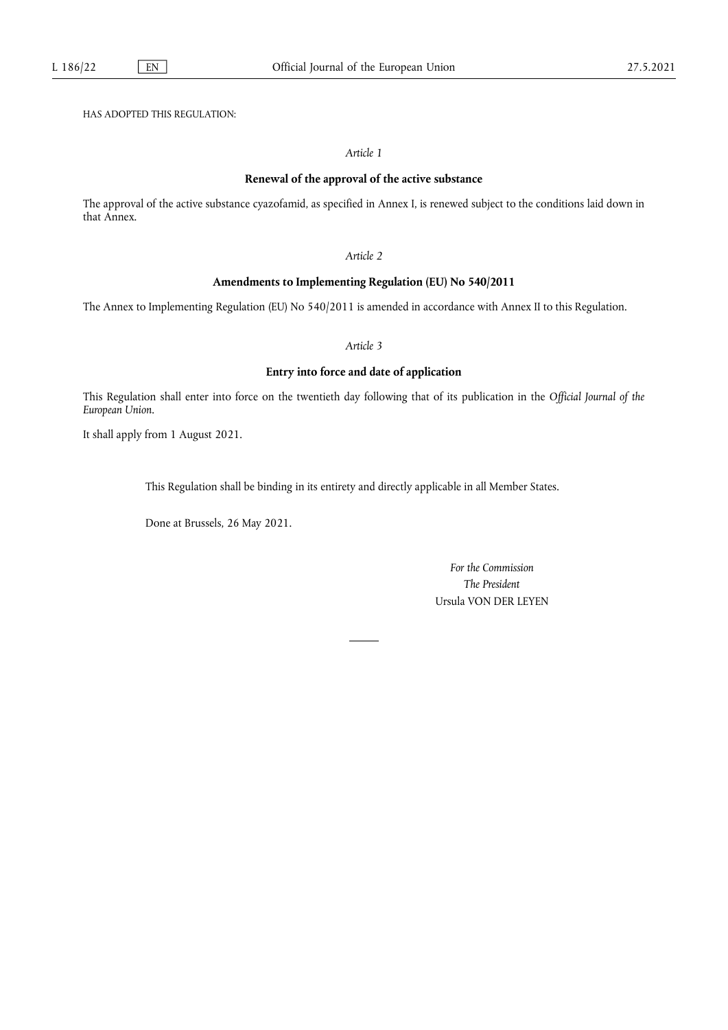HAS ADOPTED THIS REGULATION:

*Article 1*

**Renewal of the approval of the active substance**

The approval of the active substance cyazofamid, as specified in Annex I, is renewed subject to the conditions laid down in that Annex.

*Article 2*

**Amendments to Implementing Regulation (EU) No 540/2011**

The Annex to Implementing Regulation (EU) No 540/2011 is amended in accordance with Annex II to this Regulation.

*Article 3*

**Entry into force and date of application**

This Regulation shall enter into force on the twentieth day following that of its publication in the *Official Journal of the European Union*.

It shall apply from 1 August 2021.

This Regulation shall be binding in its entirety and directly applicable in all Member States.

Done at Brussels, 26 May 2021.

*For the Commission*

*The President*

Ursula VON DER LEYEN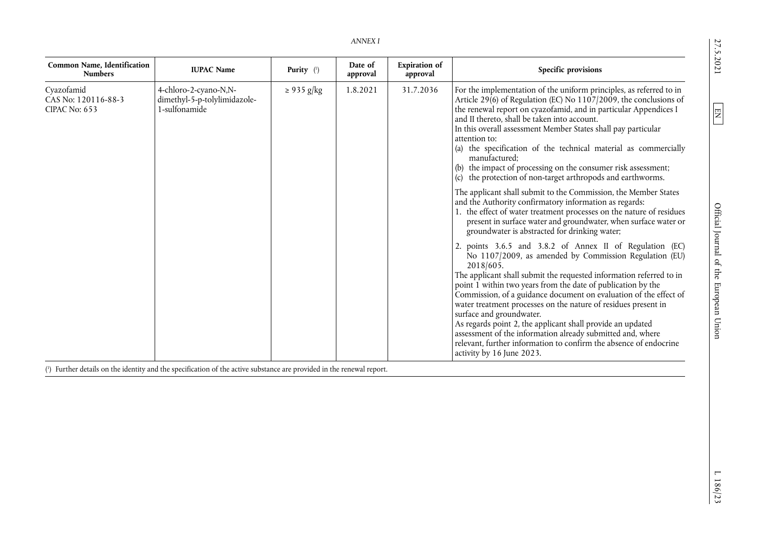*ANNEX I*

| Common Name, Identification Numbers | IUPAC Name | Purity [1] | Date of approval | Expiration of approval | Specific provisions |
|---|---|---|---|---|---|
| Cyazofamid<br>CAS No: 120116-88-3<br>CIPAC No: 653 | 4-chloro-2-cyano-N,N-dimethyl-5-p-tolylimidazole-1-sulfonamide | ≥ 935 g/kg | 1.8.2021 | 31.7.2036 | For the implementation of the uniform principles, as referred to in Article 29(6) of Regulation (EC) No 1107/2009, the conclusions of the renewal report on cyazofamid, and in particular Appendices I and II thereto, shall be taken into account.<br>In this overall assessment Member States shall pay particular attention to:<br>(a) the specification of the technical material as commercially manufactured;<br>(b) the impact of processing on the consumer risk assessment;<br>(c) the protection of non-target arthropods and earthworms.<br><br>The applicant shall submit to the Commission, the Member States and the Authority confirmatory information as regards:<br>1. the effect of water treatment processes on the nature of residues present in surface water and groundwater, when surface water or groundwater is abstracted for drinking water;<br><br>2. points 3.6.5 and 3.8.2 of Annex II of Regulation (EC) No 1107/2009, as amended by Commission Regulation (EU) 2018/605.<br>The applicant shall submit the requested information referred to in point 1 within two years from the date of publication by the Commission, of a guidance document on evaluation of the effect of water treatment processes on the nature of residues present in surface and groundwater.<br>As regards point 2, the applicant shall provide an updated assessment of the information already submitted and, where relevant, further information to confirm the absence of endocrine activity by 16 June 2023. |

[1] Further details on the identity and the specification of the active substance are provided in the renewal report.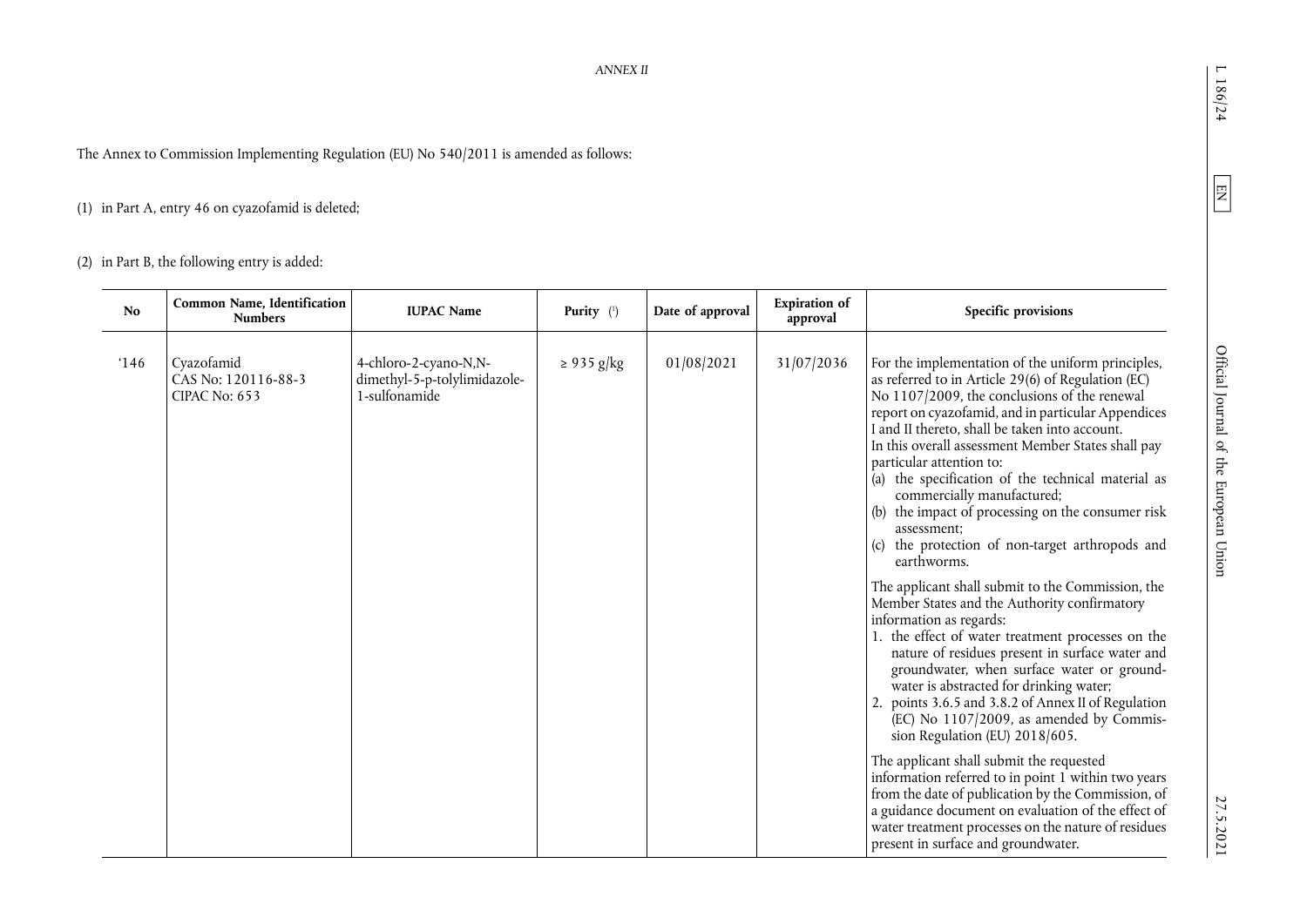*ANNEX II*

The Annex to Commission Implementing Regulation (EU) No 540/2011 is amended as follows:

(1) in Part A, entry 46 on cyazofamid is deleted;

(2) in Part B, the following entry is added:

| No | Common Name, Identification Numbers | IUPAC Name | Purity (1) | Date of approval | Expiration of approval | Specific provisions |
|---|---|---|---|---|---|---|
| '146 | Cyazofamid<br>CAS No: 120116-88-3<br>CIPAC No: 653 | 4-chloro-2-cyano-N,N-dimethyl-5-p-tolylimidazole-1-sulfonamide | ≥ 935 g/kg | 01/08/2021 | 31/07/2036 | For the implementation of the uniform principles, as referred to in Article 29(6) of Regulation (EC) No 1107/2009, the conclusions of the renewal report on cyazofamid, and in particular Appendices I and II thereto, shall be taken into account.<br>In this overall assessment Member States shall pay particular attention to:<br>(a) the specification of the technical material as commercially manufactured;<br>(b) the impact of processing on the consumer risk assessment;<br>(c) the protection of non-target arthropods and earthworms.<br><br>The applicant shall submit to the Commission, the Member States and the Authority confirmatory information as regards:<br>1. the effect of water treatment processes on the nature of residues present in surface water and groundwater, when surface water or groundwater is abstracted for drinking water;<br>2. points 3.6.5 and 3.8.2 of Annex II of Regulation (EC) No 1107/2009, as amended by Commission Regulation (EU) 2018/605.<br><br>The applicant shall submit the requested information referred to in point 1 within two years from the date of publication by the Commission, of a guidance document on evaluation of the effect of water treatment processes on the nature of residues present in surface and groundwater. |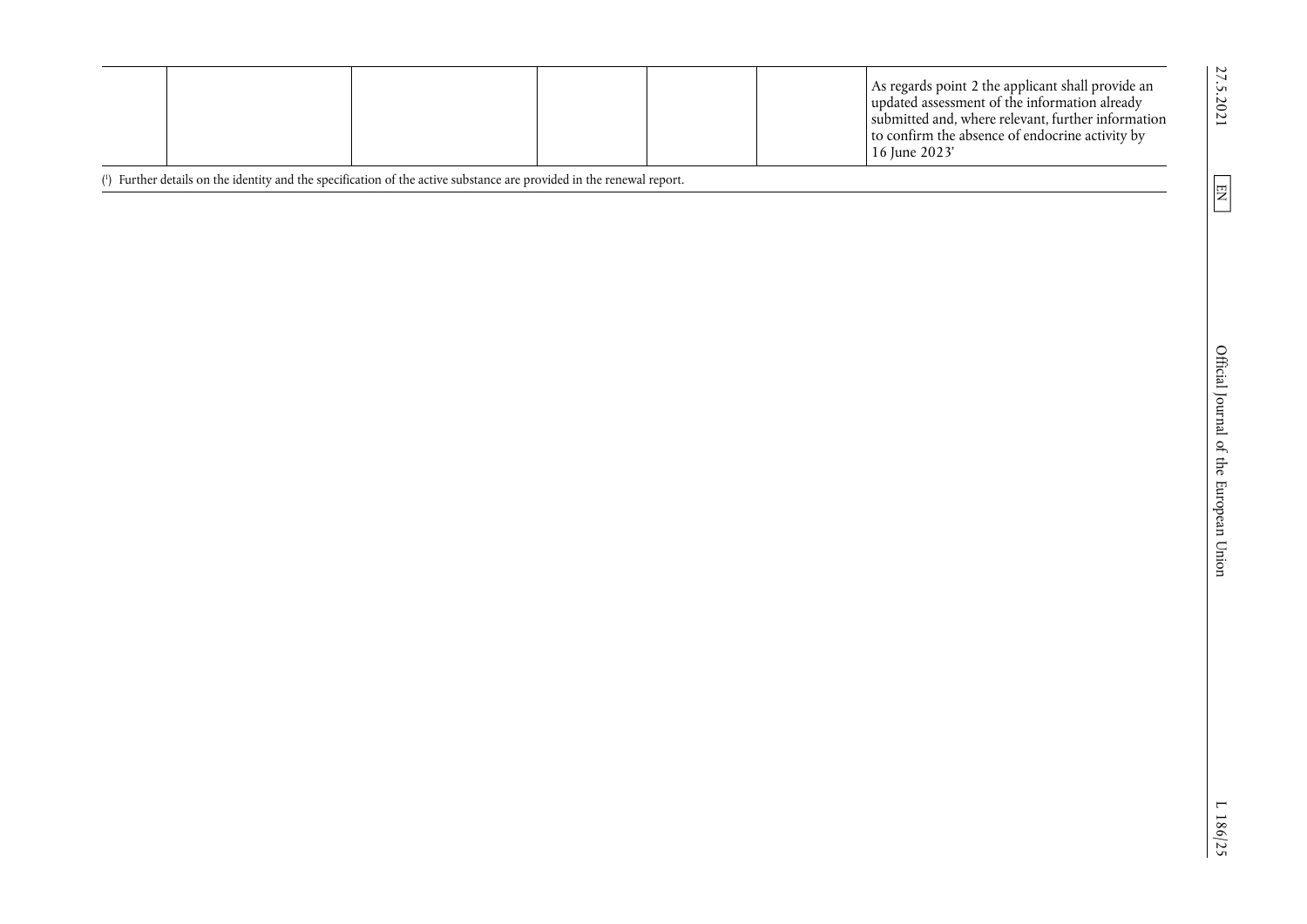| | | | | | | |
|---|---|---|---|---|---|---|
| | | | | | | As regards point 2 the applicant shall provide an updated assessment of the information already submitted and, where relevant, further information to confirm the absence of endocrine activity by 16 June 2023' |

(1) Further details on the identity and the specification of the active substance are provided in the renewal report.